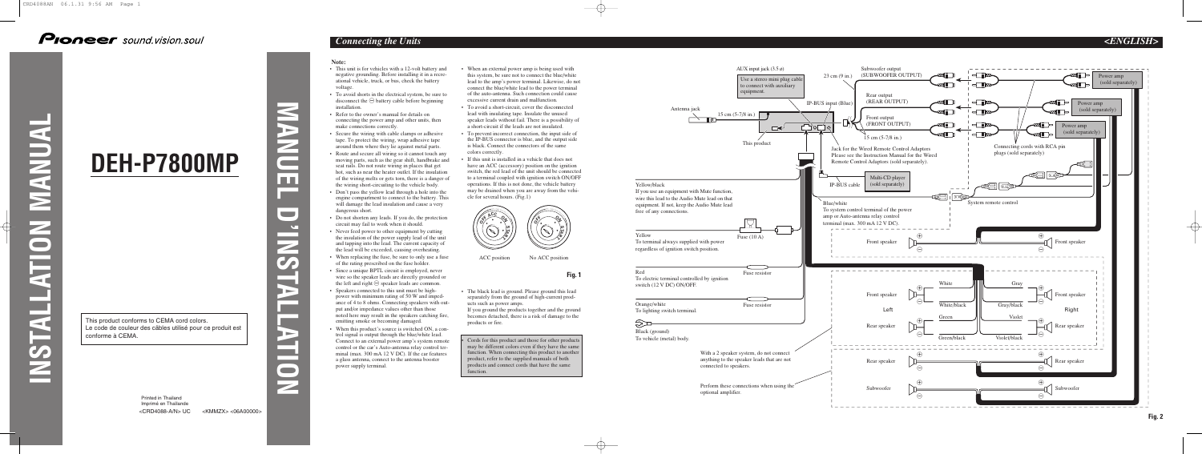# INSTALLATION MANUAL

# MANUEL D'INSTALLATION

# DEH-P7800MP

This product conforms to CEMA cord colors.
Le code de couleur des câbles utilisé pour ce produit est conforme à CEMA.

Printed in Thailand
Imprimé en Thaïlande
<CRD4088-A/N> UC <KMMZX> <06A00000>

## Connecting the Units

<ENGLISH>

**Note:**

- This unit is for vehicles with a 12-volt battery and negative grounding. Before installing it in a recreational vehicle, truck, or bus, check the battery voltage.
- To avoid shorts in the electrical system, be sure to disconnect the ⊖ battery cable before beginning installation.
- Refer to the owner's manual for details on connecting the power amp and other units, then make connections correctly.
- Secure the wiring with cable clamps or adhesive tape. To protect the wiring, wrap adhesive tape around them where they lie against metal parts.
- Route and secure all wiring so it cannot touch any moving parts, such as the gear shift, handbrake and seat rails. Do not route wiring in places that get hot, such as near the heater outlet. If the insulation of the wiring melts or gets torn, there is a danger of the wiring short-circuiting to the vehicle body.
- Don't pass the yellow lead through a hole into the engine compartment to connect to the battery. This will damage the lead insulation and cause a very dangerous short.
- Do not shorten any leads. If you do, the protection circuit may fail to work when it should.
- Never feed power to other equipment by cutting the insulation of the power supply lead of the unit and tapping into the lead. The current capacity of the lead will be exceeded, causing overheating.
- When replacing the fuse, be sure to only use a fuse of the rating prescribed on the fuse holder.
- Since a unique BPTL circuit is employed, never wire so the speaker leads are directly grounded or the left and right ⊖ speaker leads are common.
- Speakers connected to this unit must be high-power with minimum rating of 50 W and impedance of 4 to 8 ohms. Connecting speakers with output and/or impedance values other than those noted here may result in the speakers catching fire, emitting smoke or becoming damaged.
- When this product's source is switched ON, a control signal is output through the blue/white lead. Connect to an external power amp's system remote control or the car's Auto-antenna relay control terminal (max. 300 mA 12 V DC). If the car features a glass antenna, connect to the antenna booster power supply terminal.
- When an external power amp is being used with this system, be sure not to connect the blue/white lead to the amp's power terminal. Likewise, do not connect the blue/white lead to the power terminal of the auto-antenna. Such connection could cause excessive current drain and malfunction.
- To avoid a short-circuit, cover the disconnected lead with insulating tape. Insulate the unused speaker leads without fail. There is a possibility of a short-circuit if the leads are not insulated.
- To prevent incorrect connection, the input side of the IP-BUS connector is blue, and the output side is black. Connect the connectors of the same colors correctly.
- If this unit is installed in a vehicle that does not have an ACC (accessory) position on the ignition switch, the red lead of the unit should be connected to a terminal coupled with ignition switch ON/OFF operations. If this is not done, the vehicle battery may be drained when you are away from the vehicle for several hours. (Fig.1)

ACC position　　No ACC position

**Fig. 1**

- The black lead is ground. Please ground this lead separately from the ground of high-current products such as power amps.
  If you ground the products together and the ground becomes detached, there is a risk of damage to the products or fire.

- Cords for this product and those for other products may be different colors even if they have the same function. When connecting this product to another product, refer to the supplied manuals of both products and connect cords that have the same function.

AUX input jack (3.5 ø)
Use a stereo mini plug cable to connect with auxiliary equipment.

Antenna jack
15 cm (5-7/8 in.)
23 cm (9 in.)
Subwoofer output (SUBWOOFER OUTPUT)
IP-BUS input (Blue)
Rear output (REAR OUTPUT)
Front output (FRONT OUTPUT)
15 cm (5-7/8 in.)
This product
Power amp (sold separately)
Power amp (sold separately)
Power amp (sold separately)
Connecting cords with RCA pin plugs (sold separately)
Jack for the Wired Remote Control Adaptors
Please see the Instruction Manual for the Wired Remote Control Adaptors (sold separately).
Multi-CD player (sold separately)
IP-BUS cable
System remote control

Yellow/black
If you use an equipment with Mute function, wire this lead to the Audio Mute lead on that equipment. If not, keep the Audio Mute lead free of any connections.

Blue/white
To system control terminal of the power amp or Auto-antenna relay control terminal (max. 300 mA 12 V DC).

Yellow
To terminal always supplied with power regardless of ignition switch position.
Fuse (10 A)

Red
To electric terminal controlled by ignition switch (12 V DC) ON/OFF.
Fuse resistor

Orange/white
To lighting switch terminal.
Fuse resistor

Black (ground)
To vehicle (metal) body.

Front speaker　　Front speaker

Left: Front speaker — White / White/black; Rear speaker — Green / Green/black
Right: Front speaker — Gray / Gray/black; Rear speaker — Violet / Violet/black

With a 2 speaker system, do not connect anything to the speaker leads that are not connected to speakers.

Rear speaker　　Rear speaker
Subwoofer　　Subwoofer

Perform these connections when using the optional amplifier.

**Fig. 2**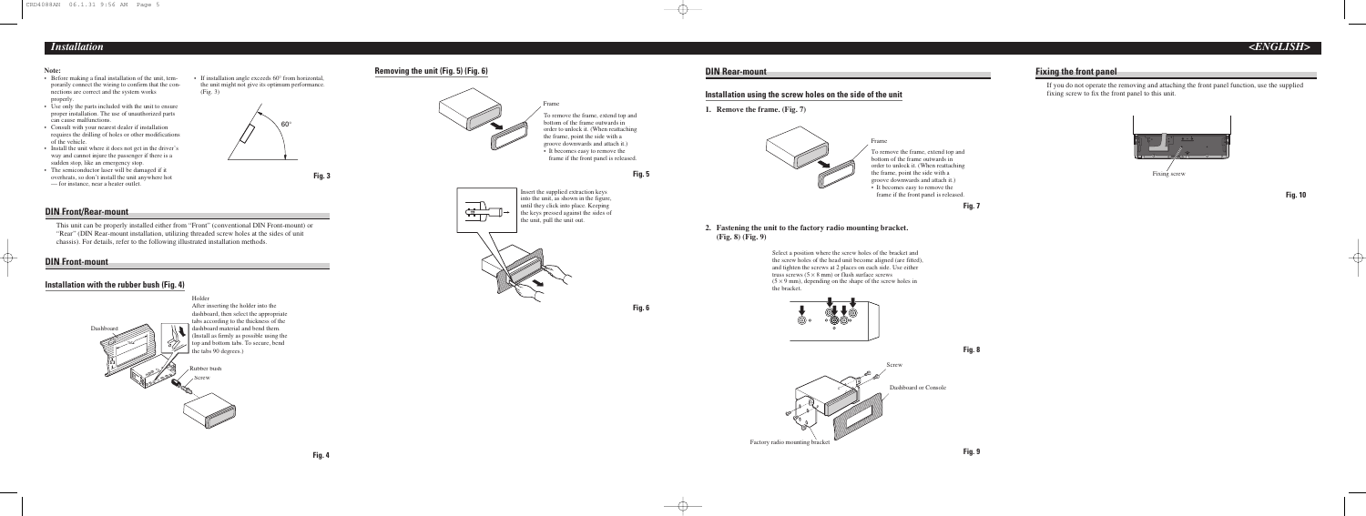# Installation

**Note:**
- Before making a final installation of the unit, temporarily connect the wiring to confirm that the connections are correct and the system works properly.
- Use only the parts included with the unit to ensure proper installation. The use of unauthorized parts can cause malfunctions.
- Consult with your nearest dealer if installation requires the drilling of holes or other modifications of the vehicle.
- Install the unit where it does not get in the driver's way and cannot injure the passenger if there is a sudden stop, like an emergency stop.
- The semiconductor laser will be damaged if it overheats, so don't install the unit anywhere hot — for instance, near a heater outlet.
- If installation angle exceeds 60° from horizontal, the unit might not give its optimum performance. (Fig. 3)

60°

Fig. 3

## DIN Front/Rear-mount

This unit can be properly installed either from "Front" (conventional DIN Front-mount) or "Rear" (DIN Rear-mount installation, utilizing threaded screw holes at the sides of unit chassis). For details, refer to the following illustrated installation methods.

## DIN Front-mount

### Installation with the rubber bush (Fig. 4)

Dashboard

Holder
After inserting the holder into the dashboard, then select the appropriate tabs according to the thickness of the dashboard material and bend them. (Install as firmly as possible using the top and bottom tabs. To secure, bend the tabs 90 degrees.)

Rubber bush

Screw

Fig. 4

### Removing the unit (Fig. 5) (Fig. 6)

Frame

To remove the frame, extend top and bottom of the frame outwards in order to unlock it. (When reattaching the frame, point the side with a groove downwards and attach it.)
- It becomes easy to remove the frame if the front panel is released.

Fig. 5

Insert the supplied extraction keys into the unit, as shown in the figure, until they click into place. Keeping the keys pressed against the sides of the unit, pull the unit out.

Fig. 6

## DIN Rear-mount

### Installation using the screw holes on the side of the unit

**1. Remove the frame. (Fig. 7)**

Frame

To remove the frame, extend top and bottom of the frame outwards in order to unlock it. (When reattaching the frame, point the side with a groove downwards and attach it.)
- It becomes easy to remove the frame if the front panel is released.

Fig. 7

**2. Fastening the unit to the factory radio mounting bracket. (Fig. 8) (Fig. 9)**

Select a position where the screw holes of the bracket and the screw holes of the head unit become aligned (are fitted), and tighten the screws at 2 places on each side. Use either truss screws (5 × 8 mm) or flush surface screws (5 × 9 mm), depending on the shape of the screw holes in the bracket.

Fig. 8

Screw

Dashboard or Console

Factory radio mounting bracket

Fig. 9

## Fixing the front panel

If you do not operate the removing and attaching the front panel function, use the supplied fixing screw to fix the front panel to this unit.

Fixing screw

Fig. 10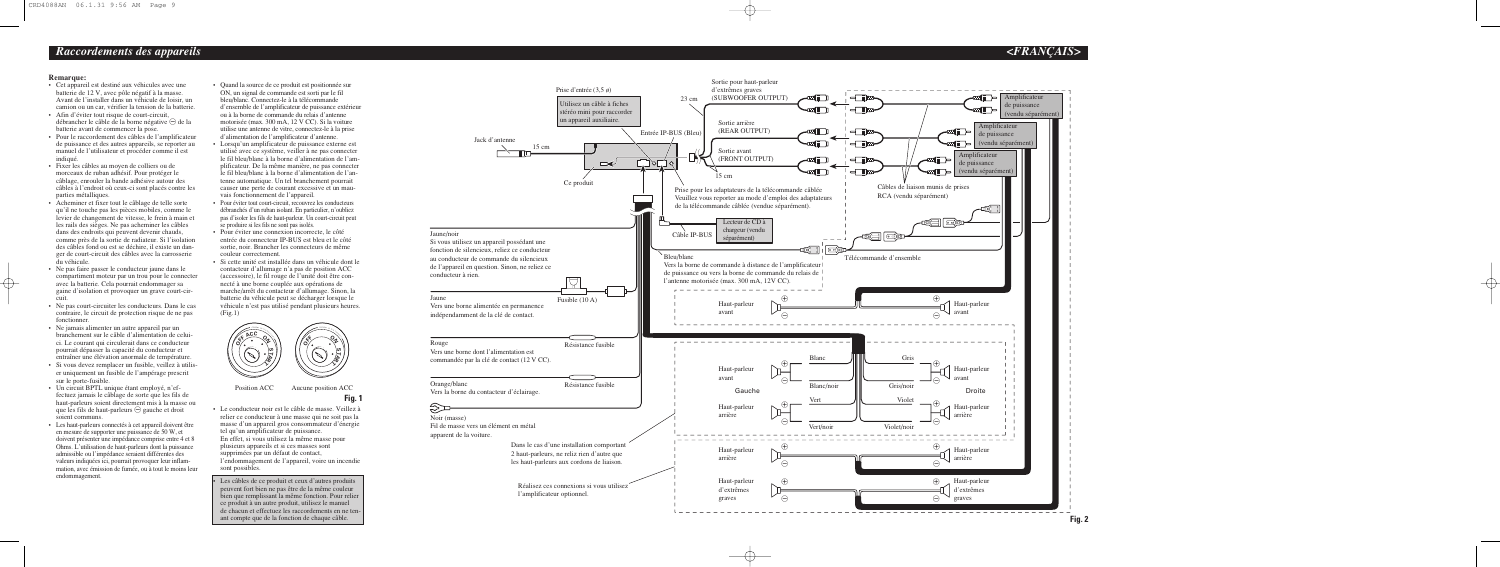# Raccordements des appareils

*<FRANÇAIS>*

**Remarque:**

- Cet appareil est destiné aux véhicules avec une batterie de 12 V, avec pôle négatif à la masse. Avant de l'installer dans un véhicule de loisir, un camion ou un car, vérifier la tension de la batterie.
- Afin d'éviter tout risque de court-circuit, débrancher le câble de la borne négative ⊖ de la batterie avant de commencer la pose.
- Pour le raccordement des câbles de l'amplificateur de puissance et des autres appareils, se reporter au manuel de l'utilisateur et procéder comme il est indiqué.
- Fixer les câbles au moyen de colliers ou de morceaux de ruban adhésif. Pour protéger le câblage, enrouler la bande adhésive autour des câbles à l'endroit où ceux-ci sont placés contre les parties métalliques.
- Acheminer et fixer tout le câblage de telle sorte qu'il ne touche pas les pièces mobiles, comme le levier de changement de vitesse, le frein à main et les rails des sièges. Ne pas acheminer les câbles dans des endroits qui peuvent devenir chauds, comme près de la sortie de radiateur. Si l'isolation des câbles fond ou est se déchire, il existe un danger de court-circuit des câbles avec la carrosserie du véhicule.
- Ne pas faire passer le conducteur jaune dans le compartiment moteur par un trou pour le connecter avec la batterie. Cela pourrait endommager sa gaine d'isolation et provoquer un grave court-circuit.
- Ne pas court-circuiter les conducteurs. Dans le cas contraire, le circuit de protection risque de ne pas fonctionner.
- Ne jamais alimenter un autre appareil par un branchement sur le câble d'alimentation de celui-ci. Le courant qui circulerait dans ce conducteur pourrait dépasser la capacité du conducteur et entraîner une élévation anormale de température.
- Si vous devez remplacer un fusible, veillez à utiliser uniquement un fusible de l'ampérage prescrit sur le porte-fusible.
- Un circuit BPTL unique étant employé, n'effectuez jamais le câblage de sorte que les fils de haut-parleurs soient directement mis à la masse ou que les fils de haut-parleurs ⊖ gauche et droit soient communs.
- Les haut-parleurs connectés à cet appareil doivent être en mesure de supporter une puissance de 50 W, et doivent présenter une impédance comprise entre 4 et 8 Ohms. L'utilisation de haut-parleurs dont la puissance admissible ou l'impédance seraient différentes des valeurs indiquées ici, pourrait provoquer leur inflammation, avec émission de fumée, ou à tout le moins leur endommagement.
- Quand la source de ce produit est positionnée sur ON, un signal de commande est sorti par le fil bleu/blanc. Connectez-le à la télécommande d'ensemble de l'amplificateur de puissance extérieur ou à la borne de commande du relais d'antenne motorisée (max. 300 mA, 12 V CC). Si la voiture utilise une antenne de vitre, connectez-le à la prise d'alimentation de l'amplificateur d'antenne.
- Lorsqu'un amplificateur de puissance externe est utilisé avec ce système, veiller à ne pas connecter le fil bleu/blanc à la borne d'alimentation de l'amplificateur. De la même manière, ne pas connecter le fil bleu/blanc à la borne d'alimentation de l'antenne automatique. Un tel branchement pourrait causer une perte de courant excessive et un mauvais fonctionnement de l'appareil.
- Pour éviter tout court-circuit, recouvrez les conducteurs dénudés d'un ruban isolant. En particulier, n'oubliez pas d'isoler les fils de haut-parleur. Un court-circuit peut se produire si les fils ne sont pas isolés.
- Pour éviter une connexion incorrecte, le côté entrée du connecteur IP-BUS est bleu et le côté sortie, noir. Brancher les connecteurs de même couleur correctement.
- Si cette unité est installée dans un véhicule dont le contacteur d'allumage n'a pas de position ACC (accessoire), le fil rouge de l'unité doit être connecté à une borne couplée aux opérations de marche/arrêt du contacteur d'allumage. Sinon, la batterie du véhicule peut se décharger lorsque le véhicule n'est pas utilisé pendant plusieurs heures. (Fig.1)

Position ACC — Aucune position ACC

**Fig. 1**

- Le conducteur noir est le câble de masse. Veillez à relier ce conducteur à une masse qui ne soit pas la masse d'un appareil gros consommateur d'énergie tel qu'un amplificateur de puissance. En effet, si vous utilisez la même masse pour plusieurs appareils et si ces masses sont supprimées par un défaut de contact, l'endommagement de l'appareil, voire un incendie sont possibles.
- Les câbles de ce produit et ceux d'autres produits peuvent fort bien ne pas être de la même couleur bien que remplissant la même fonction. Pour relier ce produit à un autre produit, utilisez le manuel de chacun et effectuez les raccordements en ne tenant compte que de la fonction de chaque câble.

---

Prise d'entrée (3,5 ø)
Utilisez un câble à fiches stéréo mini pour raccorder un appareil auxiliaire.

Sortie pour haut-parleur d'extrêmes graves (SUBWOOFER OUTPUT)
23 cm
Amplificateur de puissance (vendu séparément)

Jack d'antenne
15 cm
Entrée IP-BUS (Bleu)
Sortie arrière (REAR OUTPUT)
Amplificateur de puissance (vendu séparément)
Sortie avant (FRONT OUTPUT)
Amplificateur de puissance (vendu séparément)
15 cm
Ce produit
Câbles de liaison munis de prises RCA (vendu séparément)

Prise pour les adaptateurs de la télécommande câblée
Veuillez vous reporter au mode d'emploi des adaptateurs de la télécommande câblée (vendue séparément).

Lecteur de CD à chargeur (vendu séparément)
Câble IP-BUS

Jaune/noir
Si vous utilisez un appareil possédant une fonction de silencieux, reliez ce conducteur au conducteur de commande du silencieux de l'appareil en question. Sinon, ne reliez ce conducteur à rien.

Bleu/blanc
Vers la borne de commande à distance de l'amplificateur de puissance ou vers la borne de commande du relais de l'antenne motorisée (max. 300 mA, 12 V CC).

Télécommande d'ensemble

Jaune
Vers une borne alimentée en permanence indépendamment de la clé de contact.
Fusible (10 A)

Haut-parleur avant — Haut-parleur avant

Rouge
Vers une borne dont l'alimentation est commandée par la clé de contact (12 V CC).
Résistance fusible

Blanc — Gris
Haut-parleur avant — Haut-parleur avant
Blanc/noir — Gris/noir
Gauche — Droite

Orange/blanc
Vers la borne du contacteur d'éclairage.
Résistance fusible

Vert — Violet
Haut-parleur arrière — Haut-parleur arrière
Vert/noir — Violet/noir

Noir (masse)
Fil de masse vers un élément en métal apparent de la voiture.

Dans le cas d'une installation comportant 2 haut-parleurs, ne reliez rien d'autre que les haut-parleurs aux cordons de liaison.

Haut-parleur arrière — Haut-parleur arrière

Réalisez ces connexions si vous utilisez l'amplificateur optionnel.

Haut-parleur d'extrêmes graves — Haut-parleur d'extrêmes graves

**Fig. 2**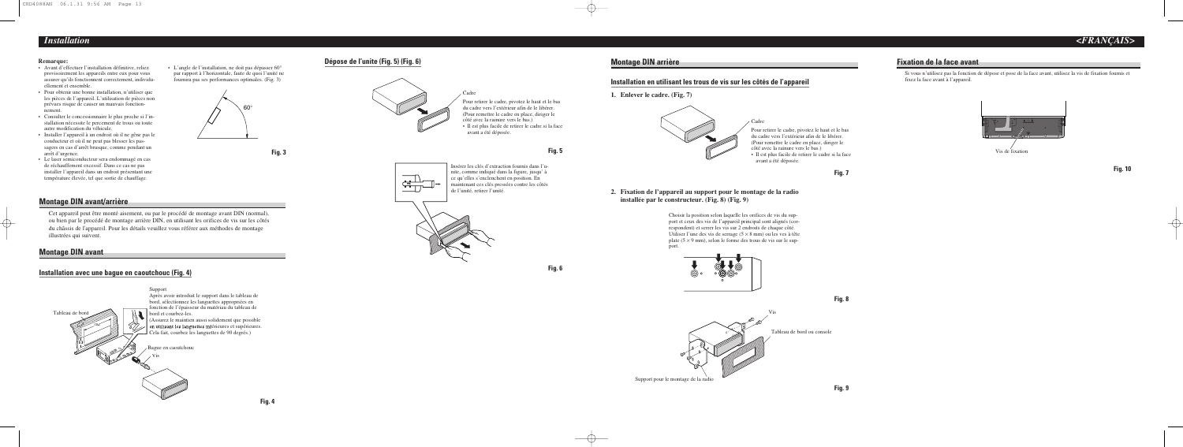# Installation

**Remarque:**

- Avant d'effectuer l'installation définitive, reliez provisoirement les appareils entre eux pour vous assurer qu'ils fonctionnent correctement, individuellement et ensemble.
- Pour obtenir une bonne installation, n'utiliser que les pièces de l'appareil. L'utilisation de pièces non prévues risque de causer un mauvais fonctionnement.
- Consulter le concessionnaire le plus proche si l'installation nécessite le percement de trous ou toute autre modification du véhicule.
- Installer l'appareil à un endroit où il ne gêne pas le conducteur et où il ne peut pas blesser les passagers en cas d'arrêt brusque, comme pendant un arrêt d'urgence.
- Le laser semiconducteur sera endommagé en cas de réchauffement excessif. Dans ce cas ne pas installer l'appareil dans un endroit présentant une température élevée, tel que sortie de chauffage.
- L'angle de l'installation, ne doit pas dépasser 60° par rapport à l'horizontale, faute de quoi l'unité ne fournira pas ses performances optimales. (Fig. 3)

60°

Fig. 3

## Montage DIN avant/arrière

Cet appareil peut être monté aisément, ou par le procédé de montage avant DIN (normal), ou bien par le procédé de montage arrière DIN, en utilisant les orifices de vis sur les côtés du châssis de l'appareil. Pour les détails veuillez vous référer aux méthodes de montage illustrées qui suivent.

## Montage DIN avant

### Installation avec une bague en caoutchouc (Fig. 4)

Tableau de bord

Support

Après avoir introduit le support dans le tableau de bord, sélectionnez les languettes appropriées en fonction de l'épaisseur du matériau du tableau de bord et courbez-les.

(Assurez le maintien aussi solidement que possible en utilisant les languettes inférieures et supérieures. Cela fait, courbez les languettes de 90 degrés.)

Bague en caoutchouc

Vis

Fig. 4

## Dépose de l'unite (Fig. 5) (Fig. 6)

Cadre

Pour retirer le cadre, pivotez le haut et le bas du cadre vers l'extérieur afin de le libérer. (Pour remettre le cadre en place, diriger le côté avec la rainure vers le bas.)

- Il est plus facile de retirer le cadre si la face avant a été déposée.

Fig. 5

Insérer les clés d'extraction fournis dans l'unite, comme indiqué dans la figure, jusqu' à ce qu'elles s'enclenchent en position. En maintenant ces clés pressées contre les côtés de l'unité, retirer l'unité.

Fig. 6

## Montage DIN arrière

### Installation en utilisant les trous de vis sur les côtés de l'appareil

**1. Enlever le cadre. (Fig. 7)**

Cadre

Pour retirer le cadre, pivotez le haut et le bas du cadre vers l'extérieur afin de le libérer. (Pour remettre le cadre en place, diriger le côté avec la rainure vers le bas.)

- Il est plus facile de retirer le cadre si la face avant a été déposée.

Fig. 7

**2. Fixation de l'appareil au support pour le montage de la radio installée par le constructeur. (Fig. 8) (Fig. 9)**

Choisir la position selon laquelle les orifices de vis du support et ceux des vis de l'appareil principal sont alignés (correspondent) et serrer les vis sur 2 endroits de chaque côté. Utiliser l'une des vis de serrage (5 × 8 mm) ou les vis à tête plate (5 × 9 mm), selon le forme des trous de vis sur le support.

Fig. 8

Vis

Tableau de bord ou console

Support pour le montage de la radio

Fig. 9

## Fixation de la face avant

Si vous n'utilisez pas la fonction de dépose et pose de la face avant, utilisez la vis de fixation fournis et fixez la face avant à l'appareil.

Vis de fixation

Fig. 10